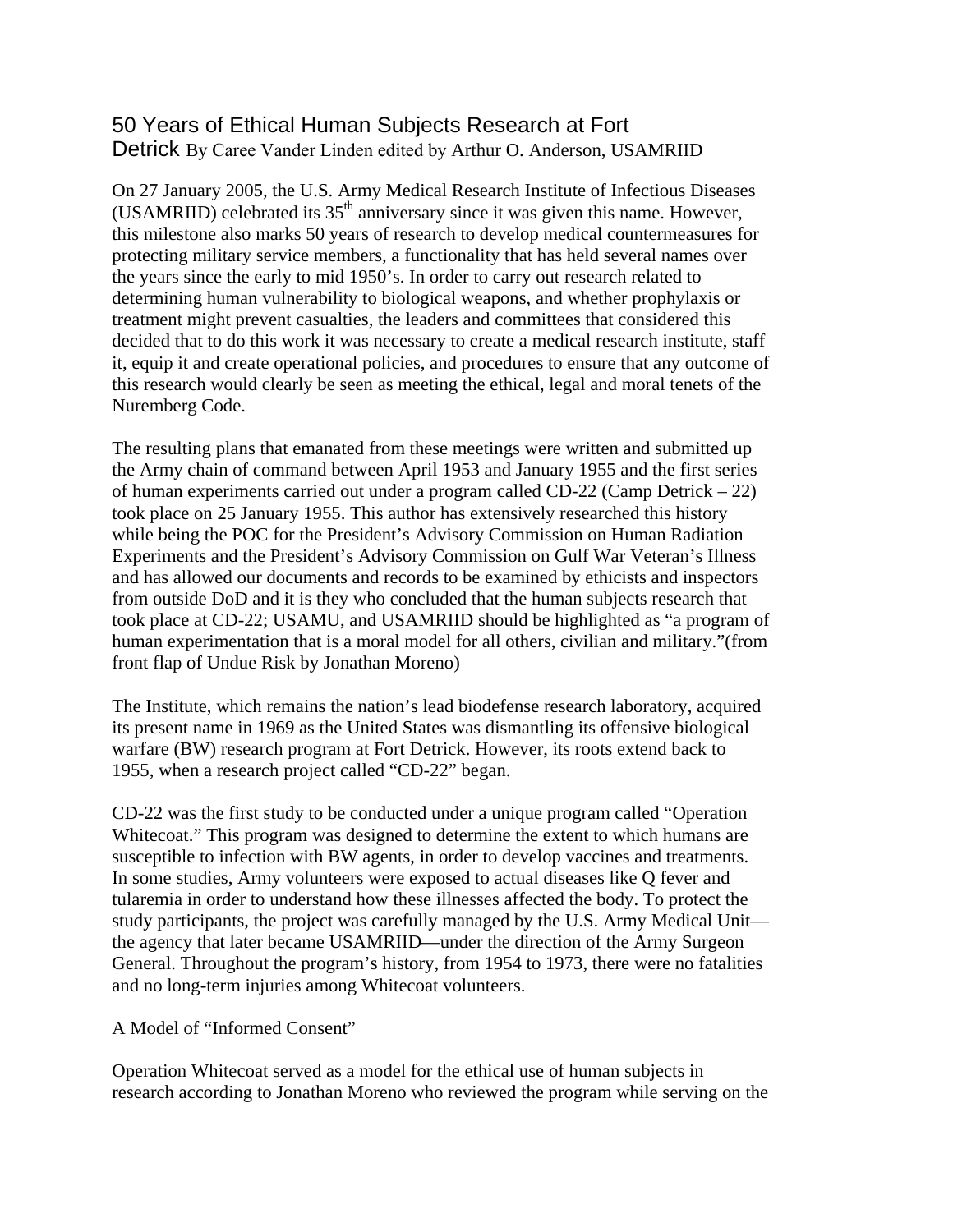# 50 Years of Ethical Human Subjects Research at Fort Detrick

By Caree Vander Linden edited by Arthur O. Anderson, USAMRIID

On 27 January 2005, the U.S. Army Medical Research Institute of Infectious Diseases (USAMRIID) celebrated its 35th anniversary since it was given this name. However, this milestone also marks 50 years of research to develop medical countermeasures for protecting military service members, a functionality that has held several names over the years since the early to mid 1950's. In order to carry out research related to determining human vulnerability to biological weapons, and whether prophylaxis or treatment might prevent casualties, the leaders and committees that considered this decided that to do this work it was necessary to create a medical research institute, staff it, equip it and create operational policies, and procedures to ensure that any outcome of this research would clearly be seen as meeting the ethical, legal and moral tenets of the Nuremberg Code.

The resulting plans that emanated from these meetings were written and submitted up the Army chain of command between April 1953 and January 1955 and the first series of human experiments carried out under a program called CD-22 (Camp Detrick – 22) took place on 25 January 1955. This author has extensively researched this history while being the POC for the President's Advisory Commission on Human Radiation Experiments and the President's Advisory Commission on Gulf War Veteran's Illness and has allowed our documents and records to be examined by ethicists and inspectors from outside DoD and it is they who concluded that the human subjects research that took place at CD-22; USAMU, and USAMRIID should be highlighted as "a program of human experimentation that is a moral model for all others, civilian and military."(from front flap of Undue Risk by Jonathan Moreno)

The Institute, which remains the nation's lead biodefense research laboratory, acquired its present name in 1969 as the United States was dismantling its offensive biological warfare (BW) research program at Fort Detrick. However, its roots extend back to 1955, when a research project called "CD-22" began.

CD-22 was the first study to be conducted under a unique program called "Operation Whitecoat." This program was designed to determine the extent to which humans are susceptible to infection with BW agents, in order to develop vaccines and treatments. In some studies, Army volunteers were exposed to actual diseases like Q fever and tularemia in order to understand how these illnesses affected the body. To protect the study participants, the project was carefully managed by the U.S. Army Medical Unit—the agency that later became USAMRIID—under the direction of the Army Surgeon General. Throughout the program's history, from 1954 to 1973, there were no fatalities and no long-term injuries among Whitecoat volunteers.

## A Model of "Informed Consent"

Operation Whitecoat served as a model for the ethical use of human subjects in research according to Jonathan Moreno who reviewed the program while serving on the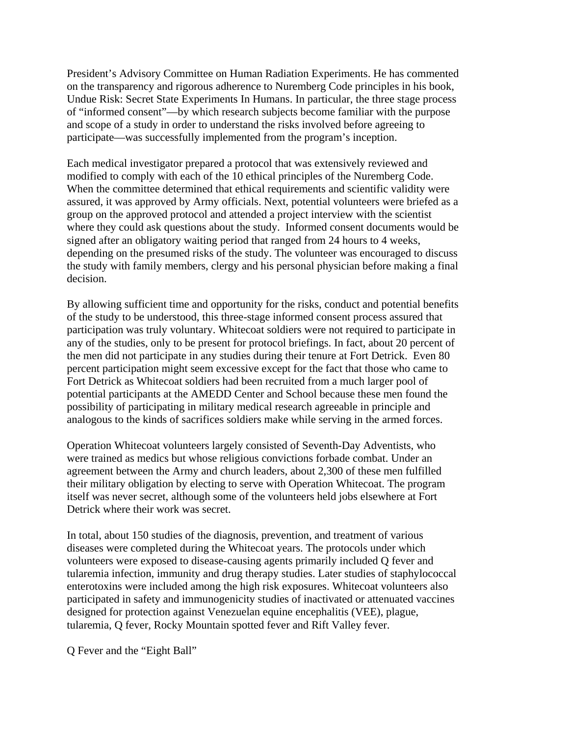President's Advisory Committee on Human Radiation Experiments. He has commented on the transparency and rigorous adherence to Nuremberg Code principles in his book, Undue Risk: Secret State Experiments In Humans. In particular, the three stage process of "informed consent"—by which research subjects become familiar with the purpose and scope of a study in order to understand the risks involved before agreeing to participate—was successfully implemented from the program's inception.

Each medical investigator prepared a protocol that was extensively reviewed and modified to comply with each of the 10 ethical principles of the Nuremberg Code. When the committee determined that ethical requirements and scientific validity were assured, it was approved by Army officials. Next, potential volunteers were briefed as a group on the approved protocol and attended a project interview with the scientist where they could ask questions about the study. Informed consent documents would be signed after an obligatory waiting period that ranged from 24 hours to 4 weeks, depending on the presumed risks of the study. The volunteer was encouraged to discuss the study with family members, clergy and his personal physician before making a final decision.

By allowing sufficient time and opportunity for the risks, conduct and potential benefits of the study to be understood, this three-stage informed consent process assured that participation was truly voluntary. Whitecoat soldiers were not required to participate in any of the studies, only to be present for protocol briefings. In fact, about 20 percent of the men did not participate in any studies during their tenure at Fort Detrick. Even 80 percent participation might seem excessive except for the fact that those who came to Fort Detrick as Whitecoat soldiers had been recruited from a much larger pool of potential participants at the AMEDD Center and School because these men found the possibility of participating in military medical research agreeable in principle and analogous to the kinds of sacrifices soldiers make while serving in the armed forces.

Operation Whitecoat volunteers largely consisted of Seventh-Day Adventists, who were trained as medics but whose religious convictions forbade combat. Under an agreement between the Army and church leaders, about 2,300 of these men fulfilled their military obligation by electing to serve with Operation Whitecoat. The program itself was never secret, although some of the volunteers held jobs elsewhere at Fort Detrick where their work was secret.

In total, about 150 studies of the diagnosis, prevention, and treatment of various diseases were completed during the Whitecoat years. The protocols under which volunteers were exposed to disease-causing agents primarily included Q fever and tularemia infection, immunity and drug therapy studies. Later studies of staphylococcal enterotoxins were included among the high risk exposures. Whitecoat volunteers also participated in safety and immunogenicity studies of inactivated or attenuated vaccines designed for protection against Venezuelan equine encephalitis (VEE), plague, tularemia, Q fever, Rocky Mountain spotted fever and Rift Valley fever.

## Q Fever and the "Eight Ball"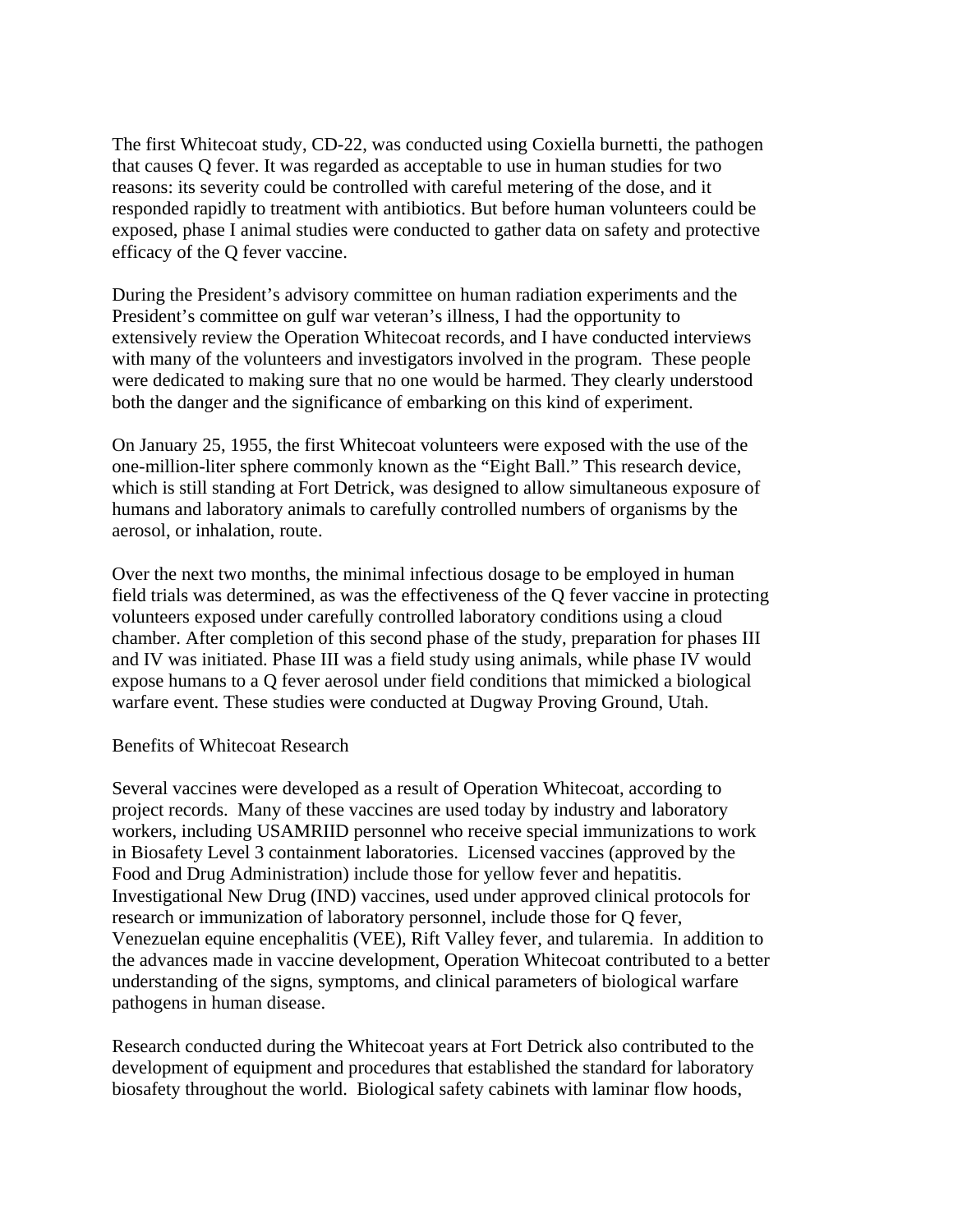The first Whitecoat study, CD-22, was conducted using Coxiella burnetti, the pathogen that causes Q fever. It was regarded as acceptable to use in human studies for two reasons: its severity could be controlled with careful metering of the dose, and it responded rapidly to treatment with antibiotics. But before human volunteers could be exposed, phase I animal studies were conducted to gather data on safety and protective efficacy of the Q fever vaccine.

During the President's advisory committee on human radiation experiments and the President's committee on gulf war veteran's illness, I had the opportunity to extensively review the Operation Whitecoat records, and I have conducted interviews with many of the volunteers and investigators involved in the program. These people were dedicated to making sure that no one would be harmed. They clearly understood both the danger and the significance of embarking on this kind of experiment.

On January 25, 1955, the first Whitecoat volunteers were exposed with the use of the one-million-liter sphere commonly known as the "Eight Ball." This research device, which is still standing at Fort Detrick, was designed to allow simultaneous exposure of humans and laboratory animals to carefully controlled numbers of organisms by the aerosol, or inhalation, route.

Over the next two months, the minimal infectious dosage to be employed in human field trials was determined, as was the effectiveness of the Q fever vaccine in protecting volunteers exposed under carefully controlled laboratory conditions using a cloud chamber. After completion of this second phase of the study, preparation for phases III and IV was initiated. Phase III was a field study using animals, while phase IV would expose humans to a Q fever aerosol under field conditions that mimicked a biological warfare event. These studies were conducted at Dugway Proving Ground, Utah.

Benefits of Whitecoat Research

Several vaccines were developed as a result of Operation Whitecoat, according to project records. Many of these vaccines are used today by industry and laboratory workers, including USAMRIID personnel who receive special immunizations to work in Biosafety Level 3 containment laboratories. Licensed vaccines (approved by the Food and Drug Administration) include those for yellow fever and hepatitis. Investigational New Drug (IND) vaccines, used under approved clinical protocols for research or immunization of laboratory personnel, include those for Q fever, Venezuelan equine encephalitis (VEE), Rift Valley fever, and tularemia. In addition to the advances made in vaccine development, Operation Whitecoat contributed to a better understanding of the signs, symptoms, and clinical parameters of biological warfare pathogens in human disease.

Research conducted during the Whitecoat years at Fort Detrick also contributed to the development of equipment and procedures that established the standard for laboratory biosafety throughout the world. Biological safety cabinets with laminar flow hoods,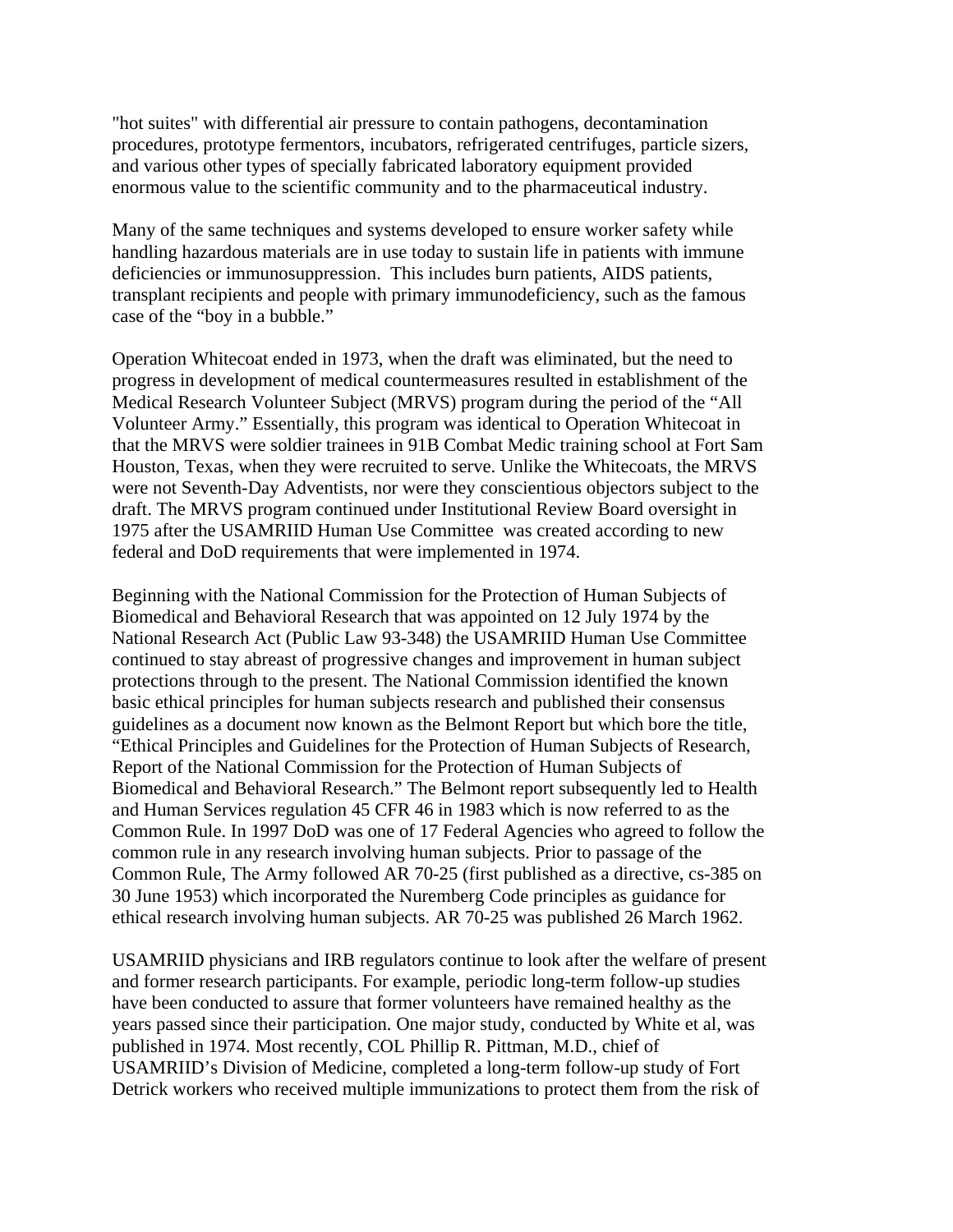"hot suites" with differential air pressure to contain pathogens, decontamination procedures, prototype fermentors, incubators, refrigerated centrifuges, particle sizers, and various other types of specially fabricated laboratory equipment provided enormous value to the scientific community and to the pharmaceutical industry.

Many of the same techniques and systems developed to ensure worker safety while handling hazardous materials are in use today to sustain life in patients with immune deficiencies or immunosuppression. This includes burn patients, AIDS patients, transplant recipients and people with primary immunodeficiency, such as the famous case of the "boy in a bubble."

Operation Whitecoat ended in 1973, when the draft was eliminated, but the need to progress in development of medical countermeasures resulted in establishment of the Medical Research Volunteer Subject (MRVS) program during the period of the "All Volunteer Army." Essentially, this program was identical to Operation Whitecoat in that the MRVS were soldier trainees in 91B Combat Medic training school at Fort Sam Houston, Texas, when they were recruited to serve. Unlike the Whitecoats, the MRVS were not Seventh-Day Adventists, nor were they conscientious objectors subject to the draft. The MRVS program continued under Institutional Review Board oversight in 1975 after the USAMRIID Human Use Committee was created according to new federal and DoD requirements that were implemented in 1974.

Beginning with the National Commission for the Protection of Human Subjects of Biomedical and Behavioral Research that was appointed on 12 July 1974 by the National Research Act (Public Law 93-348) the USAMRIID Human Use Committee continued to stay abreast of progressive changes and improvement in human subject protections through to the present. The National Commission identified the known basic ethical principles for human subjects research and published their consensus guidelines as a document now known as the Belmont Report but which bore the title, "Ethical Principles and Guidelines for the Protection of Human Subjects of Research, Report of the National Commission for the Protection of Human Subjects of Biomedical and Behavioral Research." The Belmont report subsequently led to Health and Human Services regulation 45 CFR 46 in 1983 which is now referred to as the Common Rule. In 1997 DoD was one of 17 Federal Agencies who agreed to follow the common rule in any research involving human subjects. Prior to passage of the Common Rule, The Army followed AR 70-25 (first published as a directive, cs-385 on 30 June 1953) which incorporated the Nuremberg Code principles as guidance for ethical research involving human subjects. AR 70-25 was published 26 March 1962.

USAMRIID physicians and IRB regulators continue to look after the welfare of present and former research participants. For example, periodic long-term follow-up studies have been conducted to assure that former volunteers have remained healthy as the years passed since their participation. One major study, conducted by White et al, was published in 1974. Most recently, COL Phillip R. Pittman, M.D., chief of USAMRIID's Division of Medicine, completed a long-term follow-up study of Fort Detrick workers who received multiple immunizations to protect them from the risk of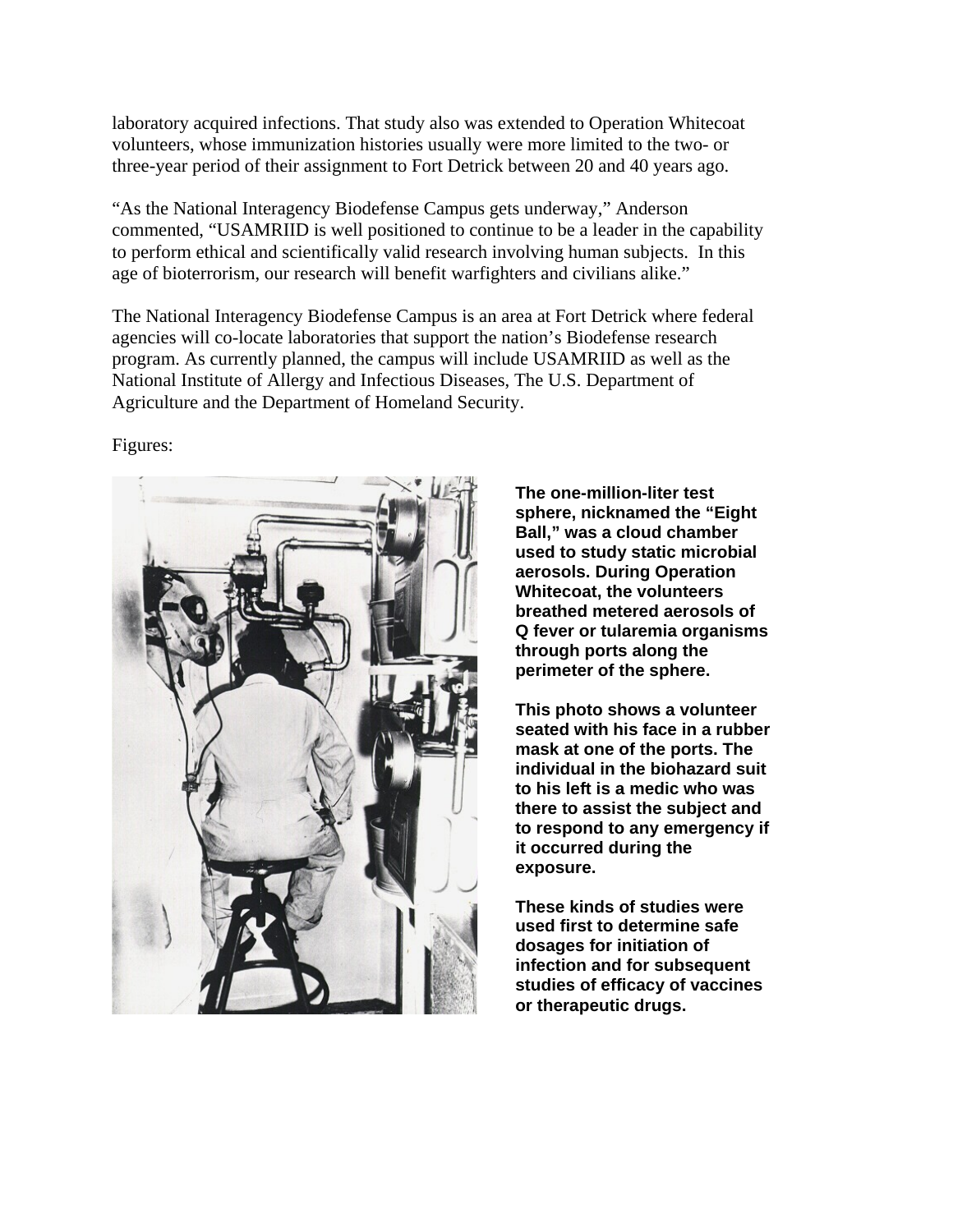laboratory acquired infections. That study also was extended to Operation Whitecoat volunteers, whose immunization histories usually were more limited to the two- or three-year period of their assignment to Fort Detrick between 20 and 40 years ago.

"As the National Interagency Biodefense Campus gets underway," Anderson commented, "USAMRIID is well positioned to continue to be a leader in the capability to perform ethical and scientifically valid research involving human subjects. In this age of bioterrorism, our research will benefit warfighters and civilians alike."

The National Interagency Biodefense Campus is an area at Fort Detrick where federal agencies will co-locate laboratories that support the nation's Biodefense research program. As currently planned, the campus will include USAMRIID as well as the National Institute of Allergy and Infectious Diseases, The U.S. Department of Agriculture and the Department of Homeland Security.

Figures:

**The one-million-liter test sphere, nicknamed the "Eight Ball," was a cloud chamber used to study static microbial aerosols. During Operation Whitecoat, the volunteers breathed metered aerosols of Q fever or tularemia organisms through ports along the perimeter of the sphere.**

**This photo shows a volunteer seated with his face in a rubber mask at one of the ports. The individual in the biohazard suit to his left is a medic who was there to assist the subject and to respond to any emergency if it occurred during the exposure.**

**These kinds of studies were used first to determine safe dosages for initiation of infection and for subsequent studies of efficacy of vaccines or therapeutic drugs.**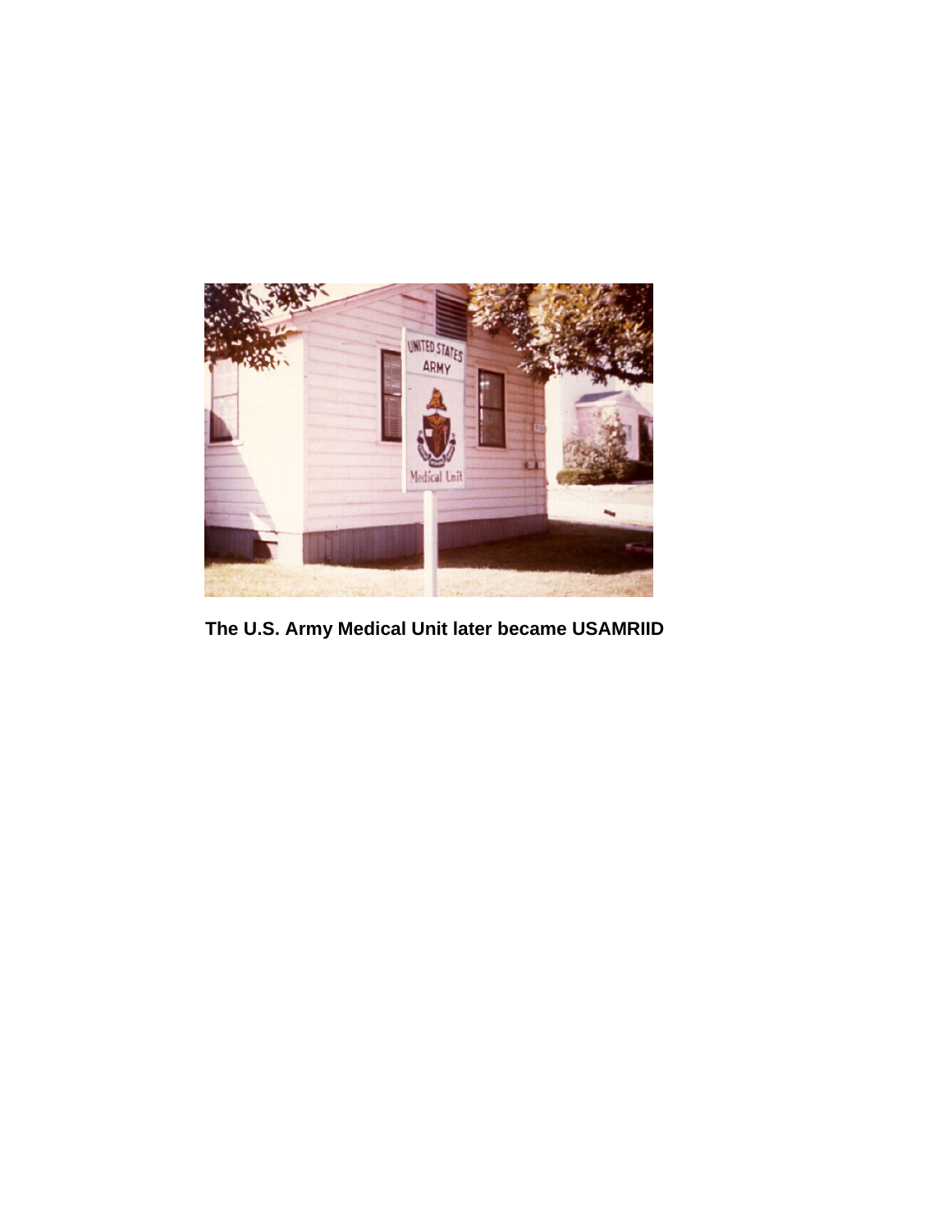**The U.S. Army Medical Unit later became USAMRIID**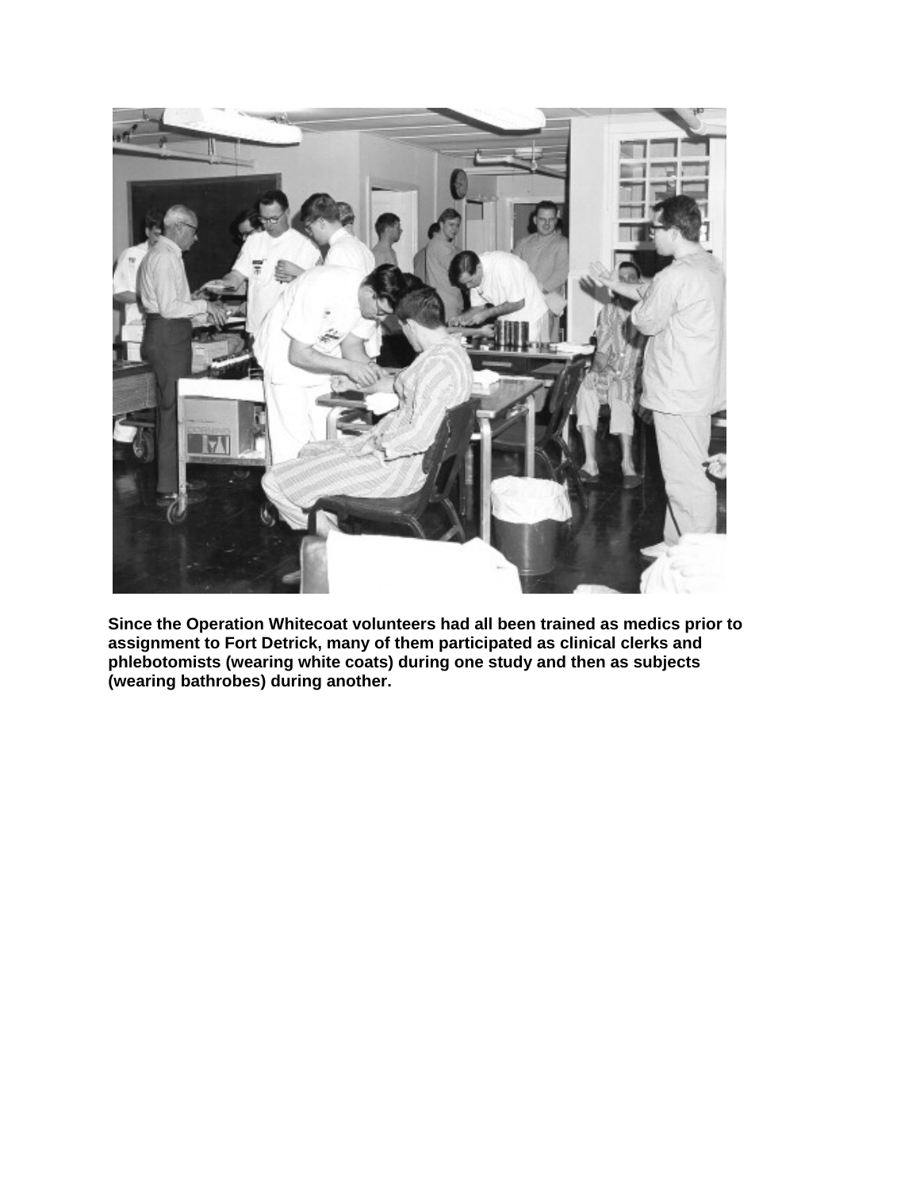**Since the Operation Whitecoat volunteers had all been trained as medics prior to assignment to Fort Detrick, many of them participated as clinical clerks and phlebotomists (wearing white coats) during one study and then as subjects (wearing bathrobes) during another.**